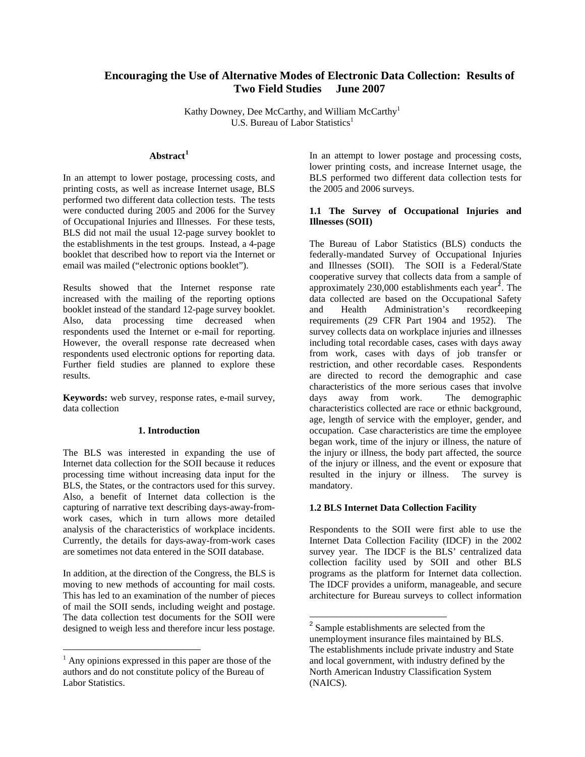# Encouraging the Use of Alternative Modes of Electronic Data Collection: Results of Two Field Studies June 2007

Kathy Downey, Dee McCarthy, and William McCarthy[1]
U.S. Bureau of Labor Statistics[1]

## Abstract[1]

In an attempt to lower postage, processing costs, and printing costs, as well as increase Internet usage, BLS performed two different data collection tests. The tests were conducted during 2005 and 2006 for the Survey of Occupational Injuries and Illnesses. For these tests, BLS did not mail the usual 12-page survey booklet to the establishments in the test groups. Instead, a 4-page booklet that described how to report via the Internet or email was mailed ("electronic options booklet").

Results showed that the Internet response rate increased with the mailing of the reporting options booklet instead of the standard 12-page survey booklet. Also, data processing time decreased when respondents used the Internet or e-mail for reporting. However, the overall response rate decreased when respondents used electronic options for reporting data. Further field studies are planned to explore these results.

**Keywords:** web survey, response rates, e-mail survey, data collection

## 1. Introduction

The BLS was interested in expanding the use of Internet data collection for the SOII because it reduces processing time without increasing data input for the BLS, the States, or the contractors used for this survey. Also, a benefit of Internet data collection is the capturing of narrative text describing days-away-from-work cases, which in turn allows more detailed analysis of the characteristics of workplace incidents. Currently, the details for days-away-from-work cases are sometimes not data entered in the SOII database.

In addition, at the direction of the Congress, the BLS is moving to new methods of accounting for mail costs. This has led to an examination of the number of pieces of mail the SOII sends, including weight and postage. The data collection test documents for the SOII were designed to weigh less and therefore incur less postage.

In an attempt to lower postage and processing costs, lower printing costs, and increase Internet usage, the BLS performed two different data collection tests for the 2005 and 2006 surveys.

### 1.1 The Survey of Occupational Injuries and Illnesses (SOII)

The Bureau of Labor Statistics (BLS) conducts the federally-mandated Survey of Occupational Injuries and Illnesses (SOII). The SOII is a Federal/State cooperative survey that collects data from a sample of approximately 230,000 establishments each year[2]. The data collected are based on the Occupational Safety and Health Administration's recordkeeping requirements (29 CFR Part 1904 and 1952). The survey collects data on workplace injuries and illnesses including total recordable cases, cases with days away from work, cases with days of job transfer or restriction, and other recordable cases. Respondents are directed to record the demographic and case characteristics of the more serious cases that involve days away from work. The demographic characteristics collected are race or ethnic background, age, length of service with the employer, gender, and occupation. Case characteristics are time the employee began work, time of the injury or illness, the nature of the injury or illness, the body part affected, the source of the injury or illness, and the event or exposure that resulted in the injury or illness. The survey is mandatory.

### 1.2 BLS Internet Data Collection Facility

Respondents to the SOII were first able to use the Internet Data Collection Facility (IDCF) in the 2002 survey year. The IDCF is the BLS' centralized data collection facility used by SOII and other BLS programs as the platform for Internet data collection. The IDCF provides a uniform, manageable, and secure architecture for Bureau surveys to collect information

---

[1] Any opinions expressed in this paper are those of the authors and do not constitute policy of the Bureau of Labor Statistics.

[2] Sample establishments are selected from the unemployment insurance files maintained by BLS. The establishments include private industry and State and local government, with industry defined by the North American Industry Classification System (NAICS).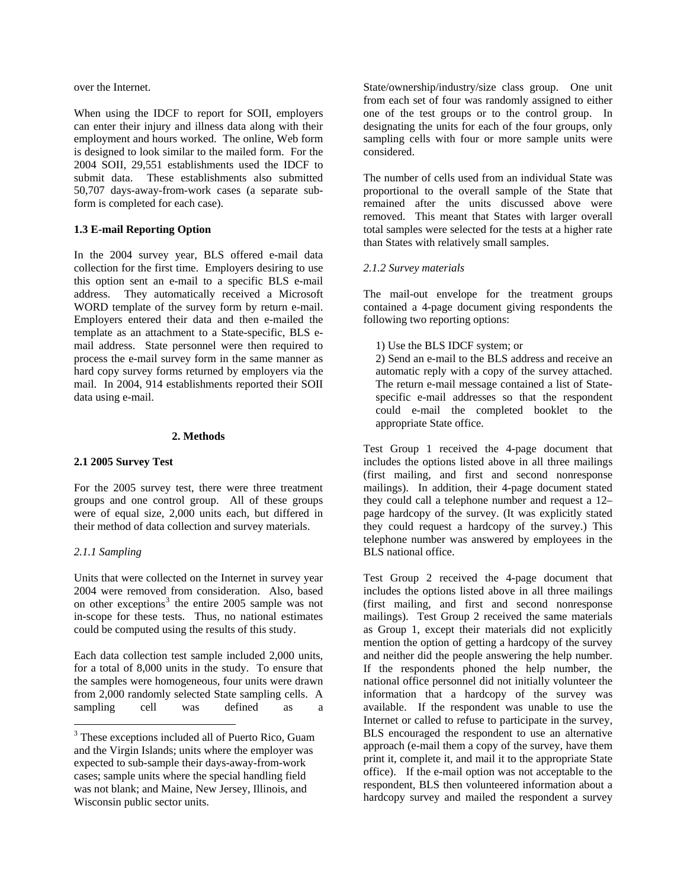over the Internet.

When using the IDCF to report for SOII, employers can enter their injury and illness data along with their employment and hours worked. The online, Web form is designed to look similar to the mailed form. For the 2004 SOII, 29,551 establishments used the IDCF to submit data. These establishments also submitted 50,707 days-away-from-work cases (a separate sub-form is completed for each case).

### 1.3 E-mail Reporting Option

In the 2004 survey year, BLS offered e-mail data collection for the first time. Employers desiring to use this option sent an e-mail to a specific BLS e-mail address. They automatically received a Microsoft WORD template of the survey form by return e-mail. Employers entered their data and then e-mailed the template as an attachment to a State-specific, BLS e-mail address. State personnel were then required to process the e-mail survey form in the same manner as hard copy survey forms returned by employers via the mail. In 2004, 914 establishments reported their SOII data using e-mail.

## 2. Methods

### 2.1 2005 Survey Test

For the 2005 survey test, there were three treatment groups and one control group. All of these groups were of equal size, 2,000 units each, but differed in their method of data collection and survey materials.

*2.1.1 Sampling*

Units that were collected on the Internet in survey year 2004 were removed from consideration. Also, based on other exceptions[3] the entire 2005 sample was not in-scope for these tests. Thus, no national estimates could be computed using the results of this study.

Each data collection test sample included 2,000 units, for a total of 8,000 units in the study. To ensure that the samples were homogeneous, four units were drawn from 2,000 randomly selected State sampling cells. A sampling cell was defined as a State/ownership/industry/size class group. One unit from each set of four was randomly assigned to either one of the test groups or to the control group. In designating the units for each of the four groups, only sampling cells with four or more sample units were considered.

The number of cells used from an individual State was proportional to the overall sample of the State that remained after the units discussed above were removed. This meant that States with larger overall total samples were selected for the tests at a higher rate than States with relatively small samples.

*2.1.2 Survey materials*

The mail-out envelope for the treatment groups contained a 4-page document giving respondents the following two reporting options:

1) Use the BLS IDCF system; or
2) Send an e-mail to the BLS address and receive an automatic reply with a copy of the survey attached. The return e-mail message contained a list of State-specific e-mail addresses so that the respondent could e-mail the completed booklet to the appropriate State office.

Test Group 1 received the 4-page document that includes the options listed above in all three mailings (first mailing, and first and second nonresponse mailings). In addition, their 4-page document stated they could call a telephone number and request a 12–page hardcopy of the survey. (It was explicitly stated they could request a hardcopy of the survey.) This telephone number was answered by employees in the BLS national office.

Test Group 2 received the 4-page document that includes the options listed above in all three mailings (first mailing, and first and second nonresponse mailings). Test Group 2 received the same materials as Group 1, except their materials did not explicitly mention the option of getting a hardcopy of the survey and neither did the people answering the help number. If the respondents phoned the help number, the national office personnel did not initially volunteer the information that a hardcopy of the survey was available. If the respondent was unable to use the Internet or called to refuse to participate in the survey, BLS encouraged the respondent to use an alternative approach (e-mail them a copy of the survey, have them print it, complete it, and mail it to the appropriate State office). If the e-mail option was not acceptable to the respondent, BLS then volunteered information about a hardcopy survey and mailed the respondent a survey

[3] These exceptions included all of Puerto Rico, Guam and the Virgin Islands; units where the employer was expected to sub-sample their days-away-from-work cases; sample units where the special handling field was not blank; and Maine, New Jersey, Illinois, and Wisconsin public sector units.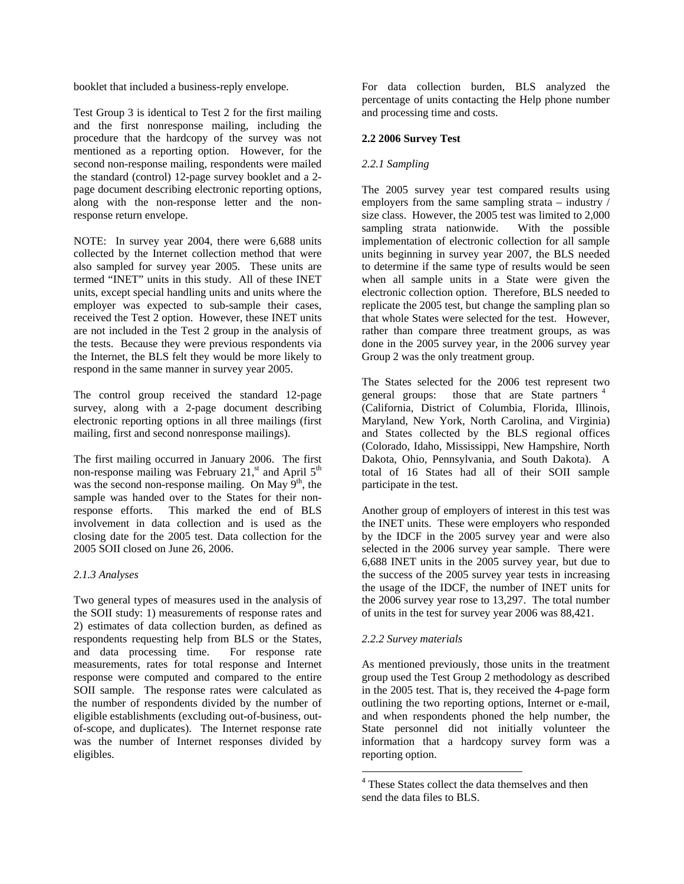booklet that included a business-reply envelope.

Test Group 3 is identical to Test 2 for the first mailing and the first nonresponse mailing, including the procedure that the hardcopy of the survey was not mentioned as a reporting option. However, for the second non-response mailing, respondents were mailed the standard (control) 12-page survey booklet and a 2-page document describing electronic reporting options, along with the non-response letter and the non-response return envelope.

NOTE: In survey year 2004, there were 6,688 units collected by the Internet collection method that were also sampled for survey year 2005. These units are termed "INET" units in this study. All of these INET units, except special handling units and units where the employer was expected to sub-sample their cases, received the Test 2 option. However, these INET units are not included in the Test 2 group in the analysis of the tests. Because they were previous respondents via the Internet, the BLS felt they would be more likely to respond in the same manner in survey year 2005.

The control group received the standard 12-page survey, along with a 2-page document describing electronic reporting options in all three mailings (first mailing, first and second nonresponse mailings).

The first mailing occurred in January 2006. The first non-response mailing was February 21,st and April 5th was the second non-response mailing. On May 9th, the sample was handed over to the States for their non-response efforts. This marked the end of BLS involvement in data collection and is used as the closing date for the 2005 test. Data collection for the 2005 SOII closed on June 26, 2006.

*2.1.3 Analyses*

Two general types of measures used in the analysis of the SOII study: 1) measurements of response rates and 2) estimates of data collection burden, as defined as respondents requesting help from BLS or the States, and data processing time. For response rate measurements, rates for total response and Internet response were computed and compared to the entire SOII sample. The response rates were calculated as the number of respondents divided by the number of eligible establishments (excluding out-of-business, out-of-scope, and duplicates). The Internet response rate was the number of Internet responses divided by eligibles.

For data collection burden, BLS analyzed the percentage of units contacting the Help phone number and processing time and costs.

**2.2 2006 Survey Test**

*2.2.1 Sampling*

The 2005 survey year test compared results using employers from the same sampling strata – industry / size class. However, the 2005 test was limited to 2,000 sampling strata nationwide. With the possible implementation of electronic collection for all sample units beginning in survey year 2007, the BLS needed to determine if the same type of results would be seen when all sample units in a State were given the electronic collection option. Therefore, BLS needed to replicate the 2005 test, but change the sampling plan so that whole States were selected for the test. However, rather than compare three treatment groups, as was done in the 2005 survey year, in the 2006 survey year Group 2 was the only treatment group.

The States selected for the 2006 test represent two general groups: those that are State partners [4] (California, District of Columbia, Florida, Illinois, Maryland, New York, North Carolina, and Virginia) and States collected by the BLS regional offices (Colorado, Idaho, Mississippi, New Hampshire, North Dakota, Ohio, Pennsylvania, and South Dakota). A total of 16 States had all of their SOII sample participate in the test.

Another group of employers of interest in this test was the INET units. These were employers who responded by the IDCF in the 2005 survey year and were also selected in the 2006 survey year sample. There were 6,688 INET units in the 2005 survey year, but due to the success of the 2005 survey year tests in increasing the usage of the IDCF, the number of INET units for the 2006 survey year rose to 13,297. The total number of units in the test for survey year 2006 was 88,421.

*2.2.2 Survey materials*

As mentioned previously, those units in the treatment group used the Test Group 2 methodology as described in the 2005 test. That is, they received the 4-page form outlining the two reporting options, Internet or e-mail, and when respondents phoned the help number, the State personnel did not initially volunteer the information that a hardcopy survey form was a reporting option.

[4] These States collect the data themselves and then send the data files to BLS.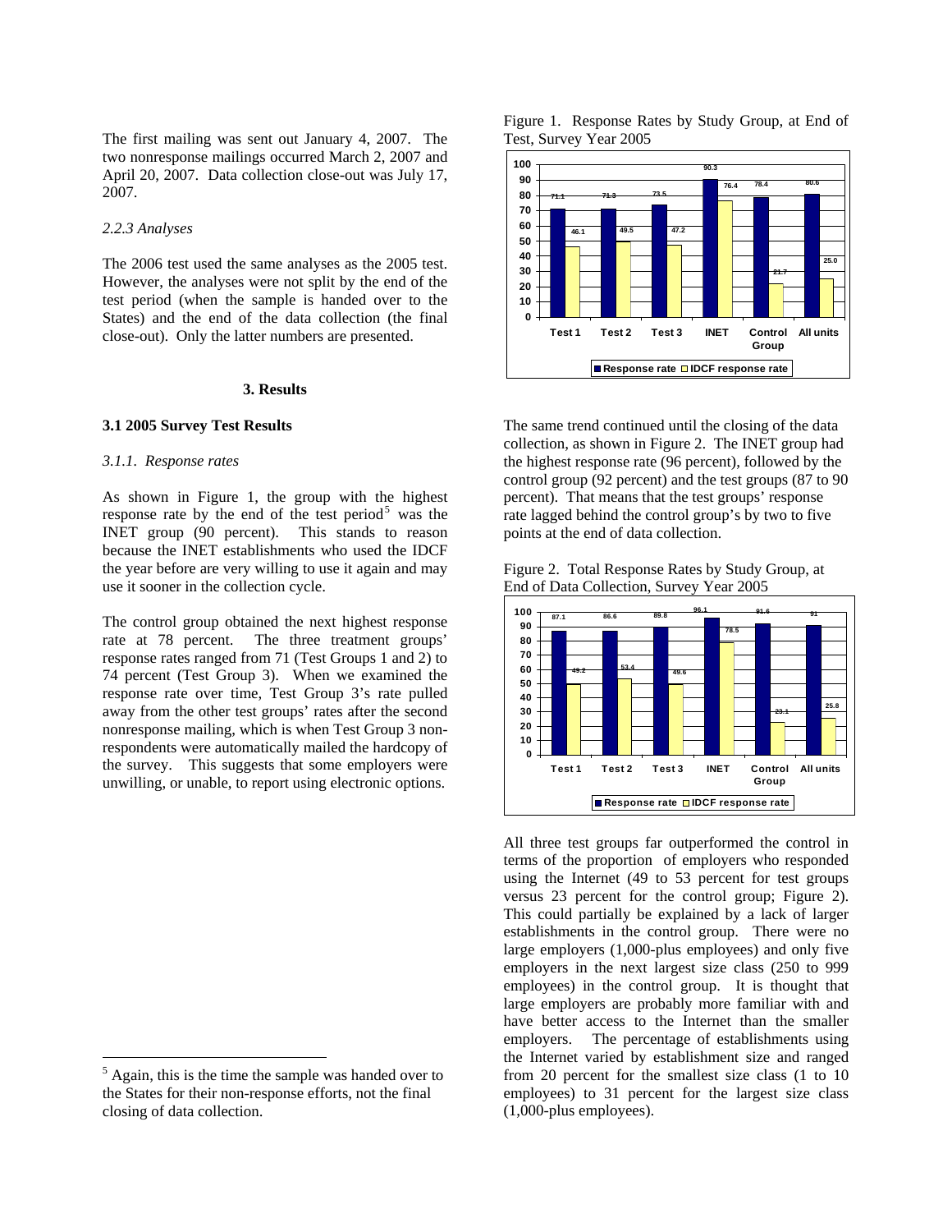The first mailing was sent out January 4, 2007. The two nonresponse mailings occurred March 2, 2007 and April 20, 2007. Data collection close-out was July 17, 2007.

*2.2.3 Analyses*

The 2006 test used the same analyses as the 2005 test. However, the analyses were not split by the end of the test period (when the sample is handed over to the States) and the end of the data collection (the final close-out). Only the latter numbers are presented.

## 3. Results

### 3.1 2005 Survey Test Results

*3.1.1. Response rates*

As shown in Figure 1, the group with the highest response rate by the end of the test period[5] was the INET group (90 percent). This stands to reason because the INET establishments who used the IDCF the year before are very willing to use it again and may use it sooner in the collection cycle.

The control group obtained the next highest response rate at 78 percent. The three treatment groups' response rates ranged from 71 (Test Groups 1 and 2) to 74 percent (Test Group 3). When we examined the response rate over time, Test Group 3's rate pulled away from the other test groups' rates after the second nonresponse mailing, which is when Test Group 3 non-respondents were automatically mailed the hardcopy of the survey. This suggests that some employers were unwilling, or unable, to report using electronic options.

Figure 1. Response Rates by Study Group, at End of Test, Survey Year 2005

| | Test 1 | Test 2 | Test 3 | INET | Control Group | All units |
|---|---|---|---|---|---|---|
| Response rate | 71.1 | 71.3 | 73.5 | 90.3 | 78.4 | 80.6 |
| IDCF response rate | 46.1 | 49.5 | 47.2 | 76.4 | 21.7 | 25.0 |

The same trend continued until the closing of the data collection, as shown in Figure 2. The INET group had the highest response rate (96 percent), followed by the control group (92 percent) and the test groups (87 to 90 percent). That means that the test groups' response rate lagged behind the control group's by two to five points at the end of data collection.

Figure 2. Total Response Rates by Study Group, at End of Data Collection, Survey Year 2005

| | Test 1 | Test 2 | Test 3 | INET | Control Group | All units |
|---|---|---|---|---|---|---|
| Response rate | 87.1 | 86.6 | 89.8 | 96.1 | 91.6 | 91 |
| IDCF response rate | 49.2 | 53.4 | 49.6 | 78.5 | 23.1 | 25.8 |

All three test groups far outperformed the control in terms of the proportion of employers who responded using the Internet (49 to 53 percent for test groups versus 23 percent for the control group; Figure 2). This could partially be explained by a lack of larger establishments in the control group. There were no large employers (1,000-plus employees) and only five employers in the next largest size class (250 to 999 employees) in the control group. It is thought that large employers are probably more familiar with and have better access to the Internet than the smaller employers. The percentage of establishments using the Internet varied by establishment size and ranged from 20 percent for the smallest size class (1 to 10 employees) to 31 percent for the largest size class (1,000-plus employees).

[5] Again, this is the time the sample was handed over to the States for their non-response efforts, not the final closing of data collection.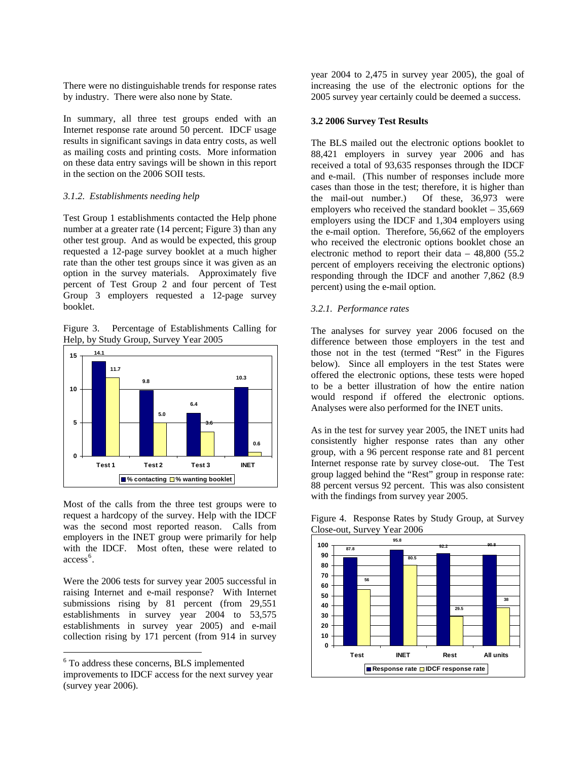There were no distinguishable trends for response rates by industry. There were also none by State.

In summary, all three test groups ended with an Internet response rate around 50 percent. IDCF usage results in significant savings in data entry costs, as well as mailing costs and printing costs. More information on these data entry savings will be shown in this report in the section on the 2006 SOII tests.

#### *3.1.2. Establishments needing help*

Test Group 1 establishments contacted the Help phone number at a greater rate (14 percent; Figure 3) than any other test group. And as would be expected, this group requested a 12-page survey booklet at a much higher rate than the other test groups since it was given as an option in the survey materials. Approximately five percent of Test Group 2 and four percent of Test Group 3 employers requested a 12-page survey booklet.

Figure 3. Percentage of Establishments Calling for Help, by Study Group, Survey Year 2005

| | Test 1 | Test 2 | Test 3 | INET |
|---|---|---|---|---|
| % contacting | 14.1 | 9.8 | 6.4 | 10.3 |
| % wanting booklet | 11.7 | 5.0 | 3.6 | 0.6 |

Most of the calls from the three test groups were to request a hardcopy of the survey. Help with the IDCF was the second most reported reason. Calls from employers in the INET group were primarily for help with the IDCF. Most often, these were related to access[6].

Were the 2006 tests for survey year 2005 successful in raising Internet and e-mail response? With Internet submissions rising by 81 percent (from 29,551 establishments in survey year 2004 to 53,575 establishments in survey year 2005) and e-mail collection rising by 171 percent (from 914 in survey year 2004 to 2,475 in survey year 2005), the goal of increasing the use of the electronic options for the 2005 survey year certainly could be deemed a success.

### 3.2 2006 Survey Test Results

The BLS mailed out the electronic options booklet to 88,421 employers in survey year 2006 and has received a total of 93,635 responses through the IDCF and e-mail. (This number of responses include more cases than those in the test; therefore, it is higher than the mail-out number.) Of these, 36,973 were employers who received the standard booklet – 35,669 employers using the IDCF and 1,304 employers using the e-mail option. Therefore, 56,662 of the employers who received the electronic options booklet chose an electronic method to report their data – 48,800 (55.2 percent of employers receiving the electronic options) responding through the IDCF and another 7,862 (8.9 percent) using the e-mail option.

#### *3.2.1. Performance rates*

The analyses for survey year 2006 focused on the difference between those employers in the test and those not in the test (termed "Rest" in the Figures below). Since all employers in the test States were offered the electronic options, these tests were hoped to be a better illustration of how the entire nation would respond if offered the electronic options. Analyses were also performed for the INET units.

As in the test for survey year 2005, the INET units had consistently higher response rates than any other group, with a 96 percent response rate and 81 percent Internet response rate by survey close-out. The Test group lagged behind the "Rest" group in response rate: 88 percent versus 92 percent. This was also consistent with the findings from survey year 2005.

Figure 4. Response Rates by Study Group, at Survey Close-out, Survey Year 2006

| | Test | INET | Rest | All units |
|---|---|---|---|---|
| Response rate | 87.8 | 95.8 | 92.2 | 90.8 |
| IDCF response rate | 56 | 80.5 | 29.5 | 38 |

[6] To address these concerns, BLS implemented improvements to IDCF access for the next survey year (survey year 2006).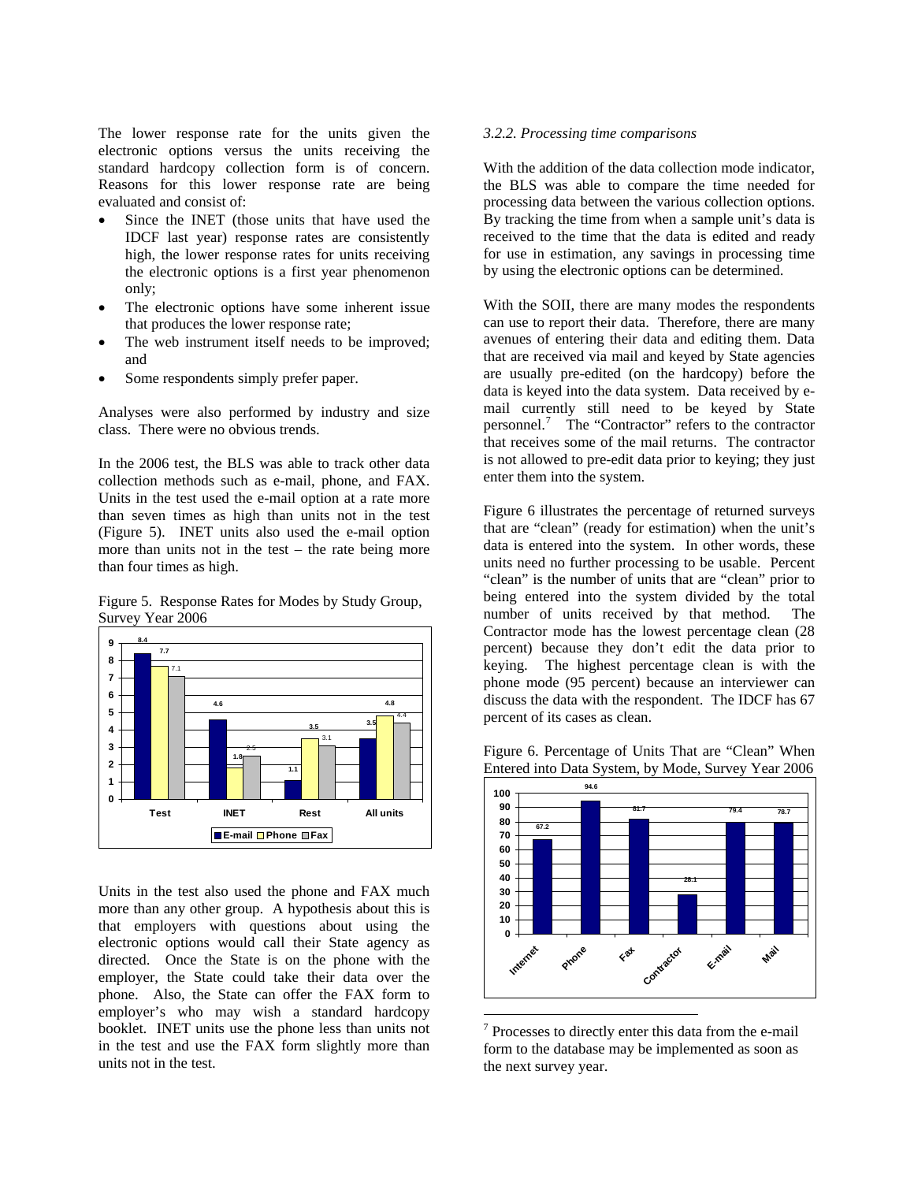The lower response rate for the units given the electronic options versus the units receiving the standard hardcopy collection form is of concern. Reasons for this lower response rate are being evaluated and consist of:

- Since the INET (those units that have used the IDCF last year) response rates are consistently high, the lower response rates for units receiving the electronic options is a first year phenomenon only;
- The electronic options have some inherent issue that produces the lower response rate;
- The web instrument itself needs to be improved; and
- Some respondents simply prefer paper.

Analyses were also performed by industry and size class. There were no obvious trends.

In the 2006 test, the BLS was able to track other data collection methods such as e-mail, phone, and FAX. Units in the test used the e-mail option at a rate more than seven times as high than units not in the test (Figure 5). INET units also used the e-mail option more than units not in the test – the rate being more than four times as high.

Figure 5. Response Rates for Modes by Study Group, Survey Year 2006

| | E-mail | Phone | Fax |
|---|---|---|---|
| Test | 8.4 | 7.7 | 7.1 |
| INET | 4.6 | 1.8 | 2.5 |
| Rest | 1.1 | 3.5 | 3.1 |
| All units | 3.5 | 4.8 | 4.4 |

Units in the test also used the phone and FAX much more than any other group. A hypothesis about this is that employers with questions about using the electronic options would call their State agency as directed. Once the State is on the phone with the employer, the State could take their data over the phone. Also, the State can offer the FAX form to employer's who may wish a standard hardcopy booklet. INET units use the phone less than units not in the test and use the FAX form slightly more than units not in the test.

*3.2.2. Processing time comparisons*

With the addition of the data collection mode indicator, the BLS was able to compare the time needed for processing data between the various collection options. By tracking the time from when a sample unit's data is received to the time that the data is edited and ready for use in estimation, any savings in processing time by using the electronic options can be determined.

With the SOII, there are many modes the respondents can use to report their data. Therefore, there are many avenues of entering their data and editing them. Data that are received via mail and keyed by State agencies are usually pre-edited (on the hardcopy) before the data is keyed into the data system. Data received by e-mail currently still need to be keyed by State personnel.[7] The "Contractor" refers to the contractor that receives some of the mail returns. The contractor is not allowed to pre-edit data prior to keying; they just enter them into the system.

Figure 6 illustrates the percentage of returned surveys that are "clean" (ready for estimation) when the unit's data is entered into the system. In other words, these units need no further processing to be usable. Percent "clean" is the number of units that are "clean" prior to being entered into the system divided by the total number of units received by that method. The Contractor mode has the lowest percentage clean (28 percent) because they don't edit the data prior to keying. The highest percentage clean is with the phone mode (95 percent) because an interviewer can discuss the data with the respondent. The IDCF has 67 percent of its cases as clean.

Figure 6. Percentage of Units That are "Clean" When Entered into Data System, by Mode, Survey Year 2006

| Mode | Percent clean |
|---|---|
| Internet | 67.2 |
| Phone | 94.6 |
| Fax | 81.7 |
| Contractor | 28.1 |
| E-mail | 79.4 |
| Mail | 78.7 |

[7] Processes to directly enter this data from the e-mail form to the database may be implemented as soon as the next survey year.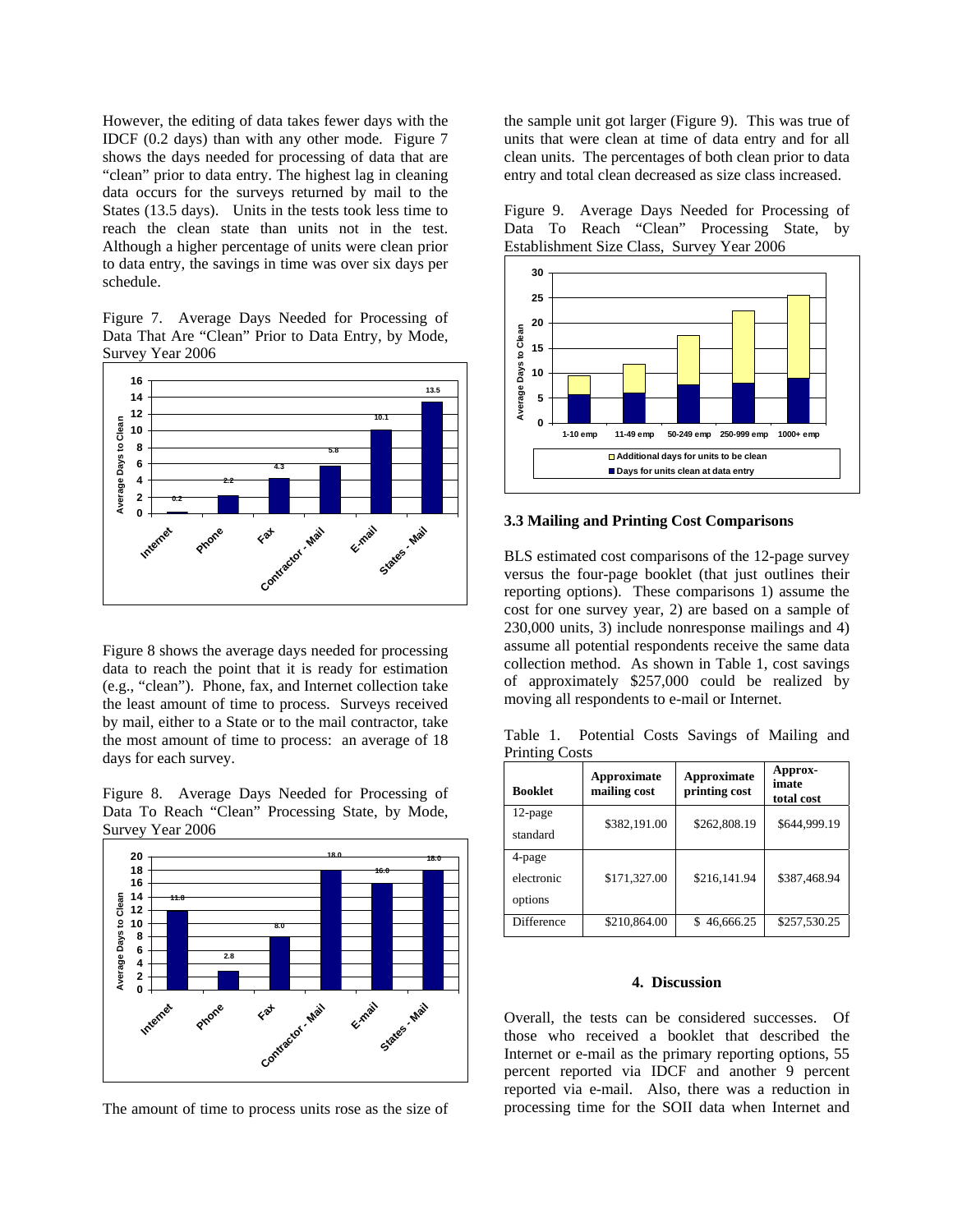However, the editing of data takes fewer days with the IDCF (0.2 days) than with any other mode. Figure 7 shows the days needed for processing of data that are "clean" prior to data entry. The highest lag in cleaning data occurs for the surveys returned by mail to the States (13.5 days). Units in the tests took less time to reach the clean state than units not in the test. Although a higher percentage of units were clean prior to data entry, the savings in time was over six days per schedule.

Figure 7. Average Days Needed for Processing of Data That Are "Clean" Prior to Data Entry, by Mode, Survey Year 2006

Figure 8 shows the average days needed for processing data to reach the point that it is ready for estimation (e.g., "clean"). Phone, fax, and Internet collection take the least amount of time to process. Surveys received by mail, either to a State or to the mail contractor, take the most amount of time to process: an average of 18 days for each survey.

Figure 8. Average Days Needed for Processing of Data To Reach "Clean" Processing State, by Mode, Survey Year 2006

The amount of time to process units rose as the size of the sample unit got larger (Figure 9). This was true of units that were clean at time of data entry and for all clean units. The percentages of both clean prior to data entry and total clean decreased as size class increased.

Figure 9. Average Days Needed for Processing of Data To Reach "Clean" Processing State, by Establishment Size Class, Survey Year 2006

### 3.3 Mailing and Printing Cost Comparisons

BLS estimated cost comparisons of the 12-page survey versus the four-page booklet (that just outlines their reporting options). These comparisons 1) assume the cost for one survey year, 2) are based on a sample of 230,000 units, 3) include nonresponse mailings and 4) assume all potential respondents receive the same data collection method. As shown in Table 1, cost savings of approximately $257,000 could be realized by moving all respondents to e-mail or Internet.

Table 1. Potential Costs Savings of Mailing and Printing Costs

| Booklet | Approximate mailing cost | Approximate printing cost | Approximate total cost |
|---|---|---|---|
| 12-page standard | $382,191.00 | $262,808.19 | $644,999.19 |
| 4-page electronic options | $171,327.00 | $216,141.94 | $387,468.94 |
| Difference | $210,864.00 | $ 46,666.25 | $257,530.25 |

## 4. Discussion

Overall, the tests can be considered successes. Of those who received a booklet that described the Internet or e-mail as the primary reporting options, 55 percent reported via IDCF and another 9 percent reported via e-mail. Also, there was a reduction in processing time for the SOII data when Internet and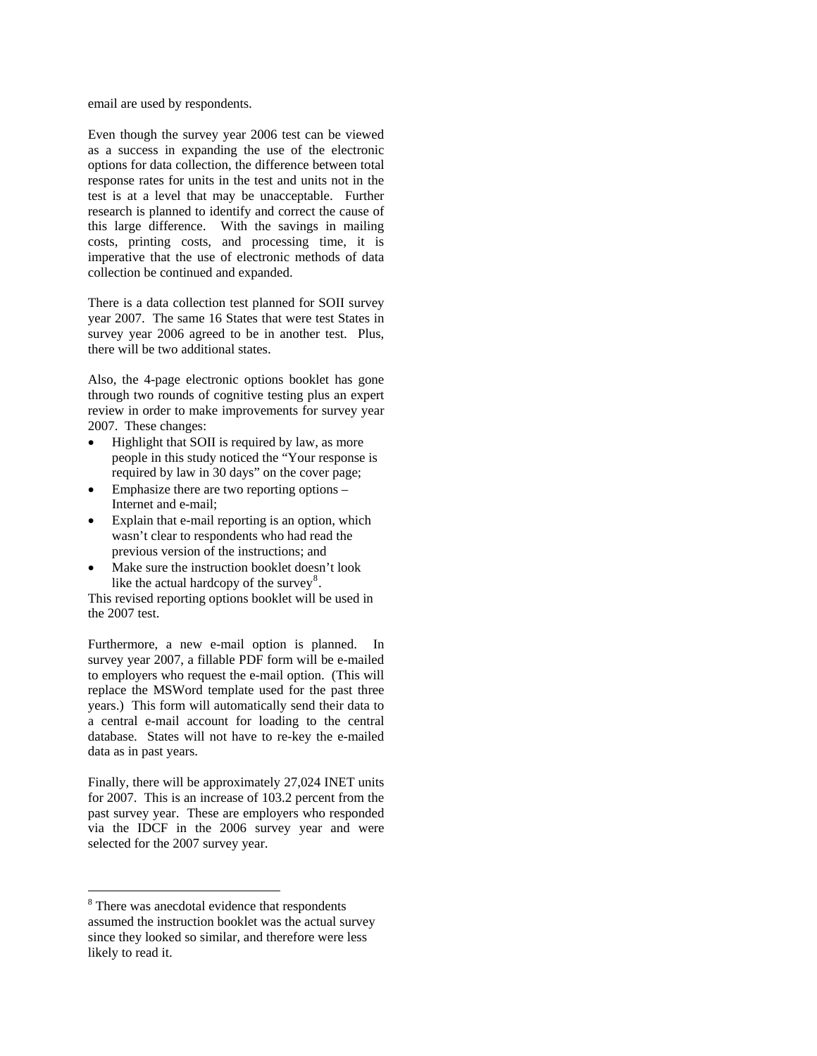email are used by respondents.

Even though the survey year 2006 test can be viewed as a success in expanding the use of the electronic options for data collection, the difference between total response rates for units in the test and units not in the test is at a level that may be unacceptable. Further research is planned to identify and correct the cause of this large difference. With the savings in mailing costs, printing costs, and processing time, it is imperative that the use of electronic methods of data collection be continued and expanded.

There is a data collection test planned for SOII survey year 2007. The same 16 States that were test States in survey year 2006 agreed to be in another test. Plus, there will be two additional states.

Also, the 4-page electronic options booklet has gone through two rounds of cognitive testing plus an expert review in order to make improvements for survey year 2007. These changes:

- Highlight that SOII is required by law, as more people in this study noticed the "Your response is required by law in 30 days" on the cover page;
- Emphasize there are two reporting options – Internet and e-mail;
- Explain that e-mail reporting is an option, which wasn't clear to respondents who had read the previous version of the instructions; and
- Make sure the instruction booklet doesn't look like the actual hardcopy of the survey[8].

This revised reporting options booklet will be used in the 2007 test.

Furthermore, a new e-mail option is planned. In survey year 2007, a fillable PDF form will be e-mailed to employers who request the e-mail option. (This will replace the MSWord template used for the past three years.) This form will automatically send their data to a central e-mail account for loading to the central database. States will not have to re-key the e-mailed data as in past years.

Finally, there will be approximately 27,024 INET units for 2007. This is an increase of 103.2 percent from the past survey year. These are employers who responded via the IDCF in the 2006 survey year and were selected for the 2007 survey year.

---

[8] There was anecdotal evidence that respondents assumed the instruction booklet was the actual survey since they looked so similar, and therefore were less likely to read it.